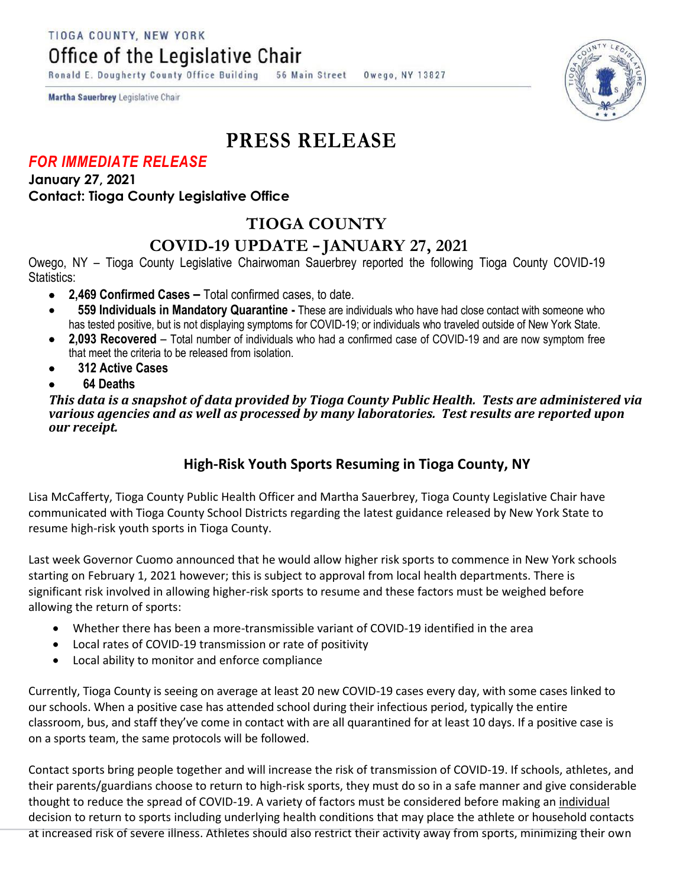TIOGA COUNTY, NEW YORK

Office of the Legislative Chair

Ronald E. Dougherty County Office Building 56 Main Street Owego, NY 13827

**Martha Sauerbrey** Legislative Chair

# PRESS RELEASE

***FOR IMMEDIATE RELEASE***

**January 27, 2021**

**Contact: Tioga County Legislative Office**

## TIOGA COUNTY

## COVID-19 UPDATE – JANUARY 27, 2021

Owego, NY – Tioga County Legislative Chairwoman Sauerbrey reported the following Tioga County COVID-19 Statistics:

- **2,469 Confirmed Cases –** Total confirmed cases, to date.
- **559 Individuals in Mandatory Quarantine -** These are individuals who have had close contact with someone who has tested positive, but is not displaying symptoms for COVID-19; or individuals who traveled outside of New York State.
- **2,093 Recovered** – Total number of individuals who had a confirmed case of COVID-19 and are now symptom free that meet the criteria to be released from isolation.
- **312 Active Cases**
- **64 Deaths**

***This data is a snapshot of data provided by Tioga County Public Health. Tests are administered via various agencies and as well as processed by many laboratories. Test results are reported upon our receipt.***

### High-Risk Youth Sports Resuming in Tioga County, NY

Lisa McCafferty, Tioga County Public Health Officer and Martha Sauerbrey, Tioga County Legislative Chair have communicated with Tioga County School Districts regarding the latest guidance released by New York State to resume high-risk youth sports in Tioga County.

Last week Governor Cuomo announced that he would allow higher risk sports to commence in New York schools starting on February 1, 2021 however; this is subject to approval from local health departments. There is significant risk involved in allowing higher-risk sports to resume and these factors must be weighed before allowing the return of sports:

- Whether there has been a more-transmissible variant of COVID-19 identified in the area
- Local rates of COVID-19 transmission or rate of positivity
- Local ability to monitor and enforce compliance

Currently, Tioga County is seeing on average at least 20 new COVID-19 cases every day, with some cases linked to our schools. When a positive case has attended school during their infectious period, typically the entire classroom, bus, and staff they've come in contact with are all quarantined for at least 10 days. If a positive case is on a sports team, the same protocols will be followed.

Contact sports bring people together and will increase the risk of transmission of COVID-19. If schools, athletes, and their parents/guardians choose to return to high-risk sports, they must do so in a safe manner and give considerable thought to reduce the spread of COVID-19. A variety of factors must be considered before making an individual decision to return to sports including underlying health conditions that may place the athlete or household contacts at increased risk of severe illness. Athletes should also restrict their activity away from sports, minimizing their own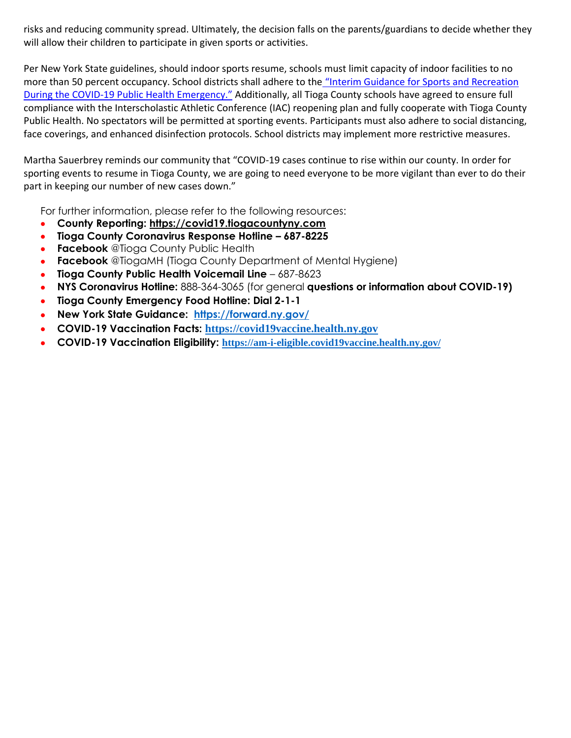risks and reducing community spread. Ultimately, the decision falls on the parents/guardians to decide whether they will allow their children to participate in given sports or activities.

Per New York State guidelines, should indoor sports resume, schools must limit capacity of indoor facilities to no more than 50 percent occupancy. School districts shall adhere to the "Interim Guidance for Sports and Recreation During the COVID-19 Public Health Emergency." Additionally, all Tioga County schools have agreed to ensure full compliance with the Interscholastic Athletic Conference (IAC) reopening plan and fully cooperate with Tioga County Public Health. No spectators will be permitted at sporting events. Participants must also adhere to social distancing, face coverings, and enhanced disinfection protocols. School districts may implement more restrictive measures.

Martha Sauerbrey reminds our community that "COVID-19 cases continue to rise within our county. In order for sporting events to resume in Tioga County, we are going to need everyone to be more vigilant than ever to do their part in keeping our number of new cases down."

For further information, please refer to the following resources:

- **County Reporting: https://covid19.tiogacountyny.com**
- **Tioga County Coronavirus Response Hotline – 687-8225**
- **Facebook** @Tioga County Public Health
- **Facebook** @TiogaMH (Tioga County Department of Mental Hygiene)
- **Tioga County Public Health Voicemail Line** – 687-8623
- **NYS Coronavirus Hotline:** 888-364-3065 (for general **questions or information about COVID-19)**
- **Tioga County Emergency Food Hotline: Dial 2-1-1**
- **New York State Guidance: https://forward.ny.gov/**
- **COVID-19 Vaccination Facts: https://covid19vaccine.health.ny.gov**
- **COVID-19 Vaccination Eligibility: https://am-i-eligible.covid19vaccine.health.ny.gov/**